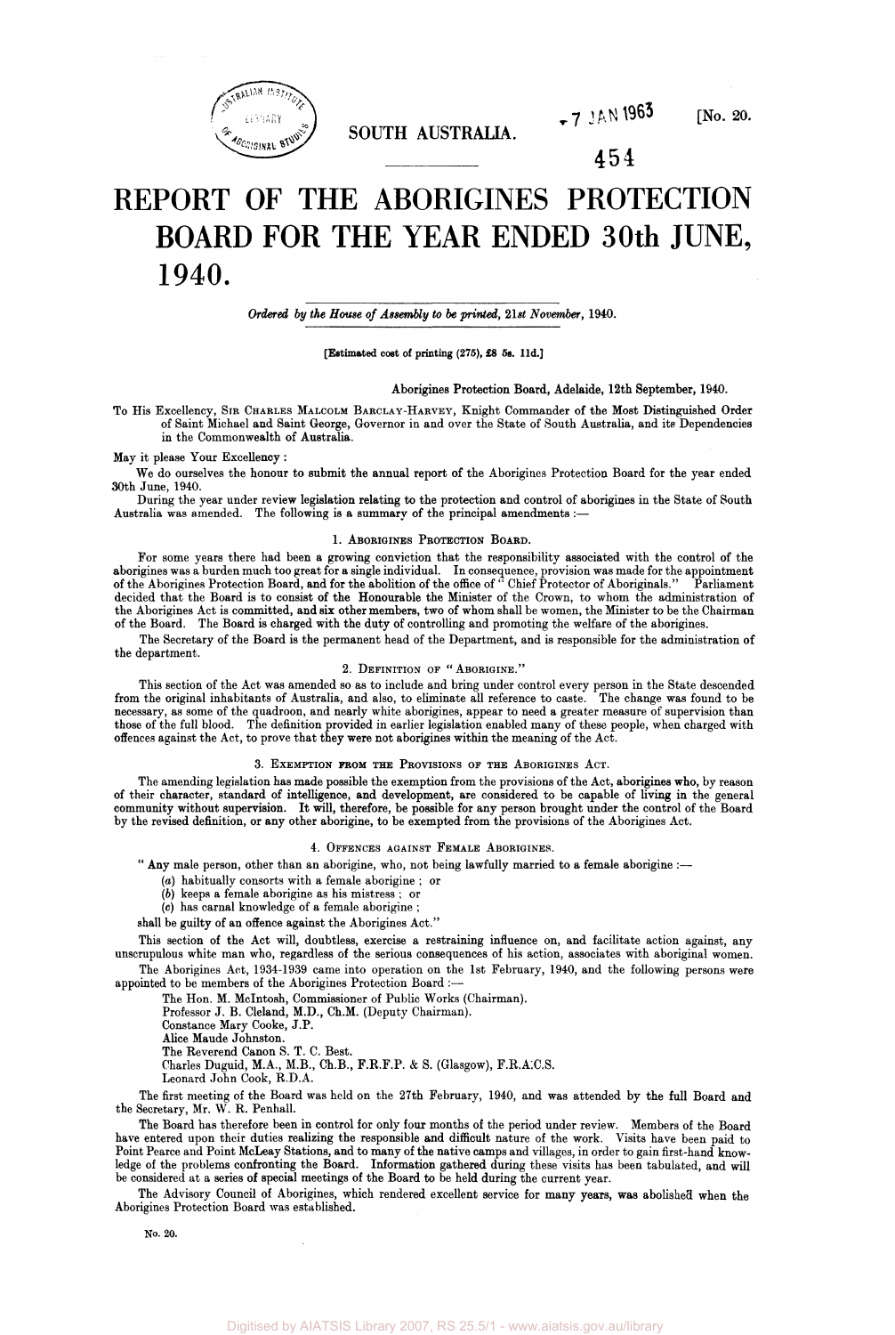SOUTH AUSTRALIA.

[No. 20.

# REPORT OF THE ABORIGINES PROTECTION BOARD FOR THE YEAR ENDED 30th JUNE, 1940.

*Ordered by the House of Assembly to be printed, 21st November, 1940.*

[Estimated cost of printing (275), £8 5s. 11d.]

Aborigines Protection Board, Adelaide, 12th September, 1940.

To His Excellency, SIR CHARLES MALCOLM BARCLAY-HARVEY, Knight Commander of the Most Distinguished Order of Saint Michael and Saint George, Governor in and over the State of South Australia, and its Dependencies in the Commonwealth of Australia.

May it please Your Excellency :

We do ourselves the honour to submit the annual report of the Aborigines Protection Board for the year ended 30th June, 1940.

During the year under review legislation relating to the protection and control of aborigines in the State of South Australia was amended. The following is a summary of the principal amendments :—

### 1. ABORIGINES PROTECTION BOARD.

For some years there had been a growing conviction that the responsibility associated with the control of the aborigines was a burden much too great for a single individual. In consequence, provision was made for the appointment of the Aborigines Protection Board, and for the abolition of the office of "Chief Protector of Aboriginals." Parliament decided that the Board is to consist of the Honourable the Minister of the Crown, to whom the administration of the Aborigines Act is committed, and six other members, two of whom shall be women, the Minister to be the Chairman of the Board. The Board is charged with the duty of controlling and promoting the welfare of the aborigines.

The Secretary of the Board is the permanent head of the Department, and is responsible for the administration of the department.

### 2. DEFINITION OF "ABORIGINE."

This section of the Act was amended so as to include and bring under control every person in the State descended from the original inhabitants of Australia, and also, to eliminate all reference to caste. The change was found to be necessary, as some of the quadroon, and nearly white aborigines, appear to need a greater measure of supervision than those of the full blood. The definition provided in earlier legislation enabled many of these people, when charged with offences against the Act, to prove that they were not aborigines within the meaning of the Act.

### 3. EXEMPTION FROM THE PROVISIONS OF THE ABORIGINES ACT.

The amending legislation has made possible the exemption from the provisions of the Act, aborigines who, by reason of their character, standard of intelligence, and development, are considered to be capable of living in the general community without supervision. It will, therefore, be possible for any person brought under the control of the Board by the revised definition, or any other aborigine, to be exempted from the provisions of the Aborigines Act.

### 4. OFFENCES AGAINST FEMALE ABORIGINES.

" Any male person, other than an aborigine, who, not being lawfully married to a female aborigine :—

(a) habitually consorts with a female aborigine ; or
(b) keeps a female aborigine as his mistress ; or
(c) has carnal knowledge of a female aborigine ;

shall be guilty of an offence against the Aborigines Act."

This section of the Act will, doubtless, exercise a restraining influence on, and facilitate action against, any unscrupulous white man who, regardless of the serious consequences of his action, associates with aboriginal women.

The Aborigines Act, 1934-1939 came into operation on the 1st February, 1940, and the following persons were appointed to be members of the Aborigines Protection Board :—

The Hon. M. McIntosh, Commissioner of Public Works (Chairman).
Professor J. B. Cleland, M.D., Ch.M. (Deputy Chairman).
Constance Mary Cooke, J.P.
Alice Maude Johnston.
The Reverend Canon S. T. C. Best.
Charles Duguid, M.A., M.B., Ch.B., F.R.F.P. & S. (Glasgow), F.R.A.C.S.
Leonard John Cook, R.D.A.

The first meeting of the Board was held on the 27th February, 1940, and was attended by the full Board and the Secretary, Mr. W. R. Penhall.

The Board has therefore been in control for only four months of the period under review. Members of the Board have entered upon their duties realizing the responsible and difficult nature of the work. Visits have been paid to Point Pearce and Point McLeay Stations, and to many of the native camps and villages, in order to gain first-hand knowledge of the problems confronting the Board. Information gathered during these visits has been tabulated, and will be considered at a series of special meetings of the Board to be held during the current year.

The Advisory Council of Aborigines, which rendered excellent service for many years, was abolished when the Aborigines Protection Board was established.

No. 20.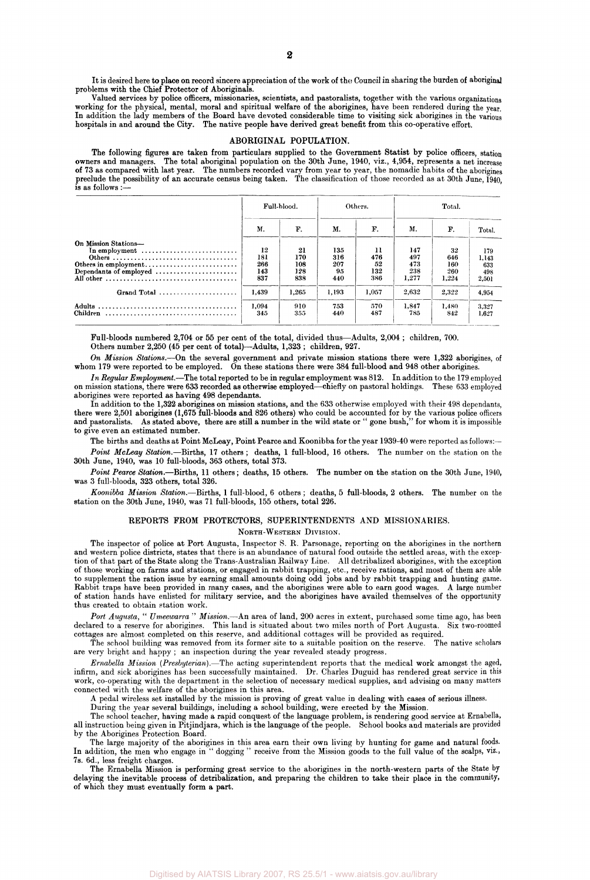It is desired here to place on record sincere appreciation of the work of the Council in sharing the burden of aboriginal problems with the Chief Protector of Aboriginals.

Valued services by police officers, missionaries, scientists, and pastoralists, together with the various organizations working for the physical, mental, moral and spiritual welfare of the aborigines, have been rendered during the year. In addition the lady members of the Board have devoted considerable time to visiting sick aborigines in the various hospitals in and around the City. The native people have derived great benefit from this co-operative effort.

## ABORIGINAL POPULATION.

The following figures are taken from particulars supplied to the Government Statist by police officers, station owners and managers. The total aboriginal population on the 30th June, 1940, viz., 4,954, represents a net increase of 73 as compared with last year. The numbers recorded vary from year to year, the nomadic habits of the aborigines preclude the possibility of an accurate census being taken. The classification of those recorded as at 30th June, 1940, is as follows :—

| | Full-blood. | | Others. | | Total. | | |
|---|---|---|---|---|---|---|---|
| | M. | F. | M. | F. | M. | F. | Total. |
| On Mission Stations— | | | | | | | |
| In employment | 12 | 21 | 135 | 11 | 147 | 32 | 179 |
| Others | 181 | 170 | 316 | 476 | 497 | 646 | 1,143 |
| Others in employment | 266 | 108 | 207 | 52 | 473 | 160 | 633 |
| Dependants of employed | 143 | 128 | 95 | 132 | 238 | 260 | 498 |
| All other | 837 | 838 | 440 | 386 | 1,277 | 1,224 | 2,501 |
| Grand Total | 1,439 | 1,265 | 1,193 | 1,057 | 2,632 | 2,322 | 4,954 |
| Adults | 1,094 | 910 | 753 | 570 | 1,847 | 1,480 | 3,327 |
| Children | 345 | 355 | 440 | 487 | 785 | 842 | 1,627 |

Full-bloods numbered 2,704 or 55 per cent of the total, divided thus—Adults, 2,004 ; children, 700.

Others number 2,250 (45 per cent of total)—Adults, 1,323 ; children, 927.

*On Mission Stations.*—On the several government and private mission stations there were 1,322 aborigines, of whom 179 were reported to be employed. On these stations there were 384 full-blood and 948 other aborigines.

*In Regular Employment.*—The total reported to be in regular employment was 812. In addition to the 179 employed on mission stations, there were 633 recorded as otherwise employed—chiefly on pastoral holdings. These 633 employed aborigines were reported as having 498 dependants.

In addition to the 1,322 aborigines on mission stations, and the 633 otherwise employed with their 498 dependants, there were 2,501 aborigines (1,675 full-bloods and 826 others) who could be accounted for by the various police officers and pastoralists. As stated above, there are still a number in the wild state or " gone bush," for whom it is impossible to give even an estimated number.

The births and deaths at Point McLeay, Point Pearce and Koonibba for the year 1939-40 were reported as follows:—

*Point McLeay Station.*—Births, 17 others ; deaths, 1 full-blood, 16 others. The number on the station on the 30th June, 1940, was 10 full-bloods, 363 others, total 373.

*Point Pearce Station.*—Births, 11 others ; deaths, 15 others. The number on the station on the 30th June, 1940, was 3 full-bloods, 323 others, total 326.

*Koonibba Mission Station.*—Births, 1 full-blood, 6 others ; deaths, 5 full-bloods, 2 others. The number on the station on the 30th June, 1940, was 71 full-bloods, 155 others, total 226.

## REPORTS FROM PROTECTORS, SUPERINTENDENTS AND MISSIONARIES.

### NORTH-WESTERN DIVISION.

The inspector of police at Port Augusta, Inspector S. R. Parsonage, reporting on the aborigines in the northern and western police districts, states that there is an abundance of natural food outside the settled areas, with the exception of that part of the State along the Trans-Australian Railway Line. All detribalized aborigines, with the exception of those working on farms and stations, or engaged in rabbit trapping, etc., receive rations, and most of them are able to supplement the ration issue by earning small amounts doing odd jobs and by rabbit trapping and hunting game. Rabbit traps have been provided in many cases, and the aborigines were able to earn good wages. A large number of station hands have enlisted for military service, and the aborigines have availed themselves of the opportunity thus created to obtain station work.

*Port Augusta, " Umeewarra " Mission.*—An area of land, 200 acres in extent, purchased some time ago, has been declared to a reserve for aborigines. This land is situated about two miles north of Port Augusta. Six two-roomed cottages are almost completed on this reserve, and additional cottages will be provided as required.

The school building was removed from its former site to a suitable position on the reserve. The native scholars are very bright and happy ; an inspection during the year revealed steady progress.

*Ernabella Mission (Presbyterian).*—The acting superintendent reports that the medical work amongst the aged, infirm, and sick aborigines has been successfully maintained. Dr. Charles Duguid has rendered great service in this work, co-operating with the department in the selection of necessary medical supplies, and advising on many matters connected with the welfare of the aborigines in this area.

A pedal wireless set installed by the mission is proving of great value in dealing with cases of serious illness.

During the year several buildings, including a school building, were erected by the Mission.

The school teacher, having made a rapid conquest of the language problem, is rendering good service at Ernabella, all instruction being given in Pitjindjara, which is the language of the people. School books and materials are provided by the Aborigines Protection Board.

The large majority of the aborigines in this area earn their own living by hunting for game and natural foods. In addition, the men who engage in " dogging " receive from the Mission goods to the full value of the scalps, viz., 7s. 6d., less freight charges.

The Ernabella Mission is performing great service to the aborigines in the north-western parts of the State by delaying the inevitable process of detribalization, and preparing the children to take their place in the community, of which they must eventually form a part.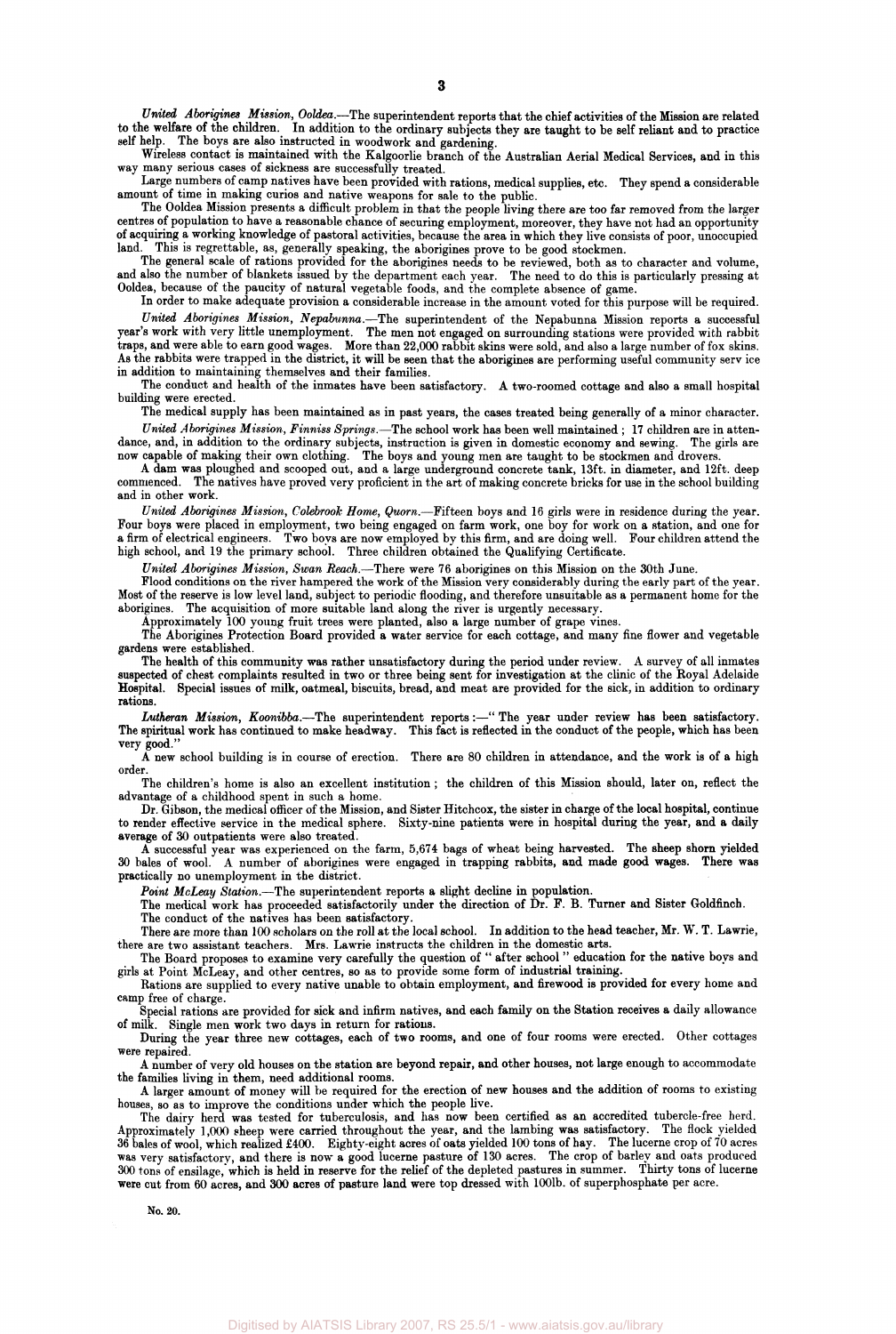*United Aborigines Mission, Ooldea.*—The superintendent reports that the chief activities of the Mission are related to the welfare of the children. In addition to the ordinary subjects they are taught to be self reliant and to practice self help. The boys are also instructed in woodwork and gardening.

Wireless contact is maintained with the Kalgoorlie branch of the Australian Aerial Medical Services, and in this way many serious cases of sickness are successfully treated.

Large numbers of camp natives have been provided with rations, medical supplies, etc. They spend a considerable amount of time in making curios and native weapons for sale to the public.

The Ooldea Mission presents a difficult problem in that the people living there are too far removed from the larger centres of population to have a reasonable chance of securing employment, moreover, they have not had an opportunity of acquiring a working knowledge of pastoral activities, because the area in which they live consists of poor, unoccupied land. This is regrettable, as, generally speaking, the aborigines prove to be good stockmen.

The general scale of rations provided for the aborigines needs to be reviewed, both as to character and volume, and also the number of blankets issued by the department each year. The need to do this is particularly pressing at Ooldea, because of the paucity of natural vegetable foods, and the complete absence of game.

In order to make adequate provision a considerable increase in the amount voted for this purpose will be required.

*United Aborigines Mission, Nepabunna.*—The superintendent of the Nepabunna Mission reports a successful year's work with very little unemployment. The men not engaged on surrounding stations were provided with rabbit traps, and were able to earn good wages. More than 22,000 rabbit skins were sold, and also a large number of fox skins. As the rabbits were trapped in the district, it will be seen that the aborigines are performing useful community serv ice in addition to maintaining themselves and their families.

The conduct and health of the inmates have been satisfactory. A two-roomed cottage and also a small hospital building were erected.

The medical supply has been maintained as in past years, the cases treated being generally of a minor character.

*United Aborigines Mission, Finniss Springs.*—The school work has been well maintained ; 17 children are in attendance, and, in addition to the ordinary subjects, instruction is given in domestic economy and sewing. The girls are now capable of making their own clothing. The boys and young men are taught to be stockmen and drovers.

A dam was ploughed and scooped out, and a large underground concrete tank, 13ft. in diameter, and 12ft. deep commenced. The natives have proved very proficient in the art of making concrete bricks for use in the school building and in other work.

*United Aborigines Mission, Colebrook Home, Quorn.*—Fifteen boys and 16 girls were in residence during the year. Four boys were placed in employment, two being engaged on farm work, one boy for work on a station, and one for a firm of electrical engineers. Two boys are now employed by this firm, and are doing well. Four children attend the high school, and 19 the primary school. Three children obtained the Qualifying Certificate.

*United Aborigines Mission, Swan Reach.*—There were 76 aborigines on this Mission on the 30th June.

Flood conditions on the river hampered the work of the Mission very considerably during the early part of the year. Most of the reserve is low level land, subject to periodic flooding, and therefore unsuitable as a permanent home for the aborigines. The acquisition of more suitable land along the river is urgently necessary.

Approximately 100 young fruit trees were planted, also a large number of grape vines.

The Aborigines Protection Board provided a water service for each cottage, and many fine flower and vegetable gardens were established.

The health of this community was rather unsatisfactory during the period under review. A survey of all inmates suspected of chest complaints resulted in two or three being sent for investigation at the clinic of the Royal Adelaide Hospital. Special issues of milk, oatmeal, biscuits, bread, and meat are provided for the sick, in addition to ordinary rations.

*Lutheran Mission, Koonibba.*—The superintendent reports :—" The year under review has been satisfactory. The spiritual work has continued to make headway. This fact is reflected in the conduct of the people, which has been very good."

A new school building is in course of erection. There are 80 children in attendance, and the work is of a high order.

The children's home is also an excellent institution ; the children of this Mission should, later on, reflect the advantage of a childhood spent in such a home.

Dr. Gibson, the medical officer of the Mission, and Sister Hitchcox, the sister in charge of the local hospital, continue to render effective service in the medical sphere. Sixty-nine patients were in hospital during the year, and a daily average of 30 outpatients were also treated.

A successful year was experienced on the farm, 5,674 bags of wheat being harvested. The sheep shorn yielded 30 bales of wool. A number of aborigines were engaged in trapping rabbits, and made good wages. There was practically no unemployment in the district.

*Point McLeay Station.*—The superintendent reports a slight decline in population.

The medical work has proceeded satisfactorily under the direction of Dr. F. B. Turner and Sister Goldfinch.

The conduct of the natives has been satisfactory.

There are more than 100 scholars on the roll at the local school. In addition to the head teacher, Mr. W. T. Lawrie, there are two assistant teachers. Mrs. Lawrie instructs the children in the domestic arts.

The Board proposes to examine very carefully the question of " after school " education for the native boys and girls at Point McLeay, and other centres, so as to provide some form of industrial training.

Rations are supplied to every native unable to obtain employment, and firewood is provided for every home and camp free of charge.

Special rations are provided for sick and infirm natives, and each family on the Station receives a daily allowance of milk. Single men work two days in return for rations.

During the year three new cottages, each of two rooms, and one of four rooms were erected. Other cottages were repaired.

A number of very old houses on the station are beyond repair, and other houses, not large enough to accommodate the families living in them, need additional rooms.

A larger amount of money will be required for the erection of new houses and the addition of rooms to existing houses, so as to improve the conditions under which the people live.

The dairy herd was tested for tuberculosis, and has now been certified as an accredited tubercle-free herd. Approximately 1,000 sheep were carried throughout the year, and the lambing was satisfactory. The flock yielded 36 bales of wool, which realized £400. Eighty-eight acres of oats yielded 100 tons of hay. The lucerne crop of 70 acres was very satisfactory, and there is now a good lucerne pasture of 130 acres. The crop of barley and oats produced 300 tons of ensilage, which is held in reserve for the relief of the depleted pastures in summer. Thirty tons of lucerne were cut from 60 acres, and 300 acres of pasture land were top dressed with 100lb. of superphosphate per acre.

No. 20.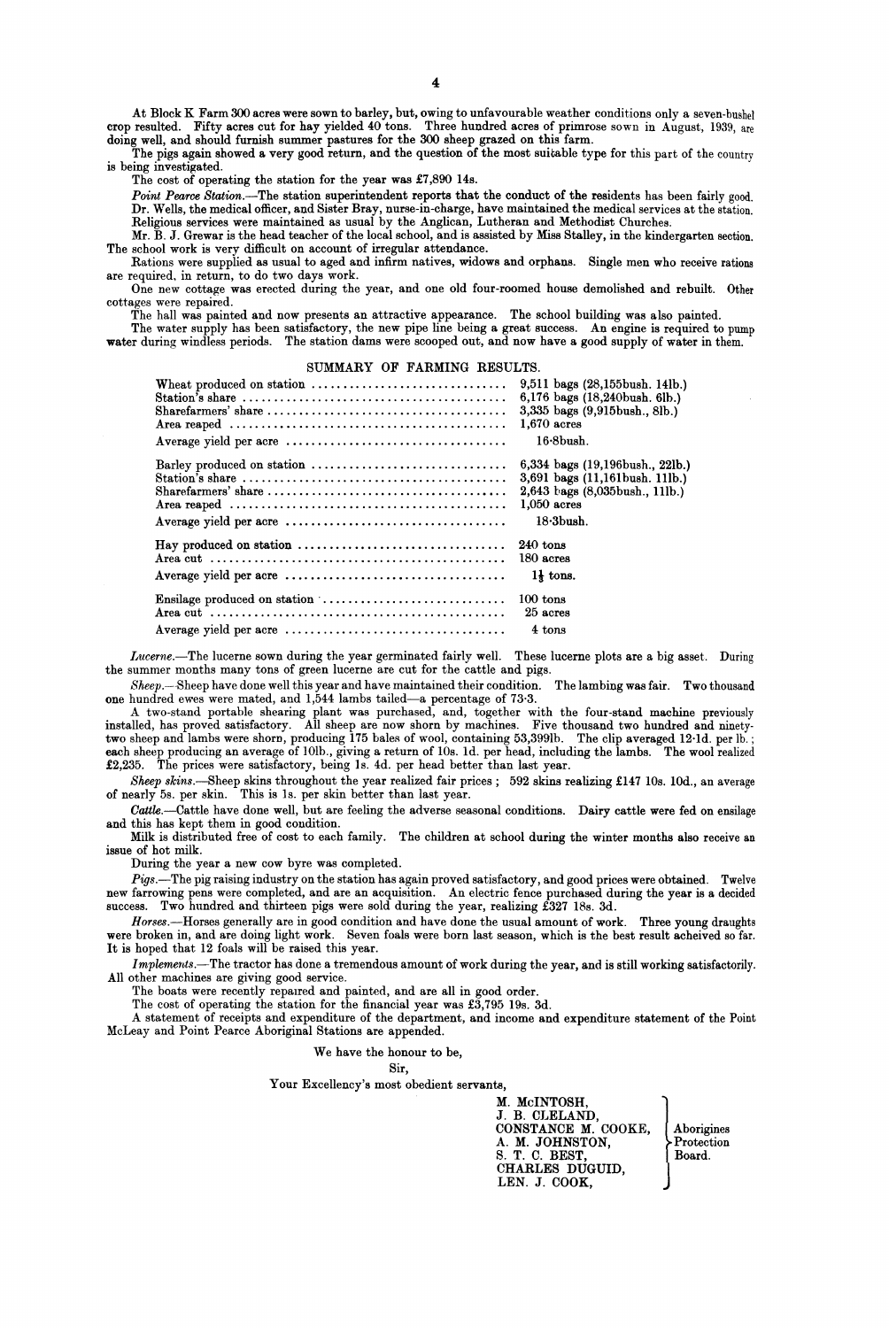At Block K Farm 300 acres were sown to barley, but, owing to unfavourable weather conditions only a seven-bushel crop resulted. Fifty acres cut for hay yielded 40 tons. Three hundred acres of primrose sown in August, 1939, are doing well, and should furnish summer pastures for the 300 sheep grazed on this farm.

The pigs again showed a very good return, and the question of the most suitable type for this part of the country is being investigated.

The cost of operating the station for the year was £7,890 14s.

*Point Pearce Station.*—The station superintendent reports that the conduct of the residents has been fairly good. Dr. Wells, the medical officer, and Sister Bray, nurse-in-charge, have maintained the medical services at the station. Religious services were maintained as usual by the Anglican, Lutheran and Methodist Churches.

Mr. B. J. Grewar is the head teacher of the local school, and is assisted by Miss Stalley, in the kindergarten section. The school work is very difficult on account of irregular attendance.

Rations were supplied as usual to aged and infirm natives, widows and orphans. Single men who receive rations are required, in return, to do two days work.

One new cottage was erected during the year, and one old four-roomed house demolished and rebuilt. Other cottages were repaired.

The hall was painted and now presents an attractive appearance. The school building was also painted.

The water supply has been satisfactory, the new pipe line being a great success. An engine is required to pump water during windless periods. The station dams were scooped out, and now have a good supply of water in them.

SUMMARY OF FARMING RESULTS.

| | |
|---|---|
| Wheat produced on station | 9,511 bags (28,155bush. 14lb.) |
| Station's share | 6,176 bags (18,240bush. 6lb.) |
| Sharefarmers' share | 3,335 bags (9,915bush., 8lb.) |
| Area reaped | 1,670 acres |
| Average yield per acre | 16·8bush. |
| Barley produced on station | 6,334 bags (19,196bush., 22lb.) |
| Station's share | 3,691 bags (11,161bush. 11lb.) |
| Sharefarmers' share | 2,643 bags (8,035bush., 11lb.) |
| Area reaped | 1,050 acres |
| Average yield per acre | 18·3bush. |
| Hay produced on station | 240 tons |
| Area cut | 180 acres |
| Average yield per acre | 1⅓ tons. |
| Ensilage produced on station | 100 tons |
| Area cut | 25 acres |
| Average yield per acre | 4 tons |

*Lucerne.*—The lucerne sown during the year germinated fairly well. These lucerne plots are a big asset. During the summer months many tons of green lucerne are cut for the cattle and pigs.

*Sheep.*—Sheep have done well this year and have maintained their condition. The lambing was fair. Two thousand one hundred ewes were mated, and 1,544 lambs tailed—a percentage of 73·3.

A two-stand portable shearing plant was purchased, and, together with the four-stand machine previously installed, has proved satisfactory. All sheep are now shorn by machines. Five thousand two hundred and ninety-two sheep and lambs were shorn, producing 175 bales of wool, containing 53,399lb. The clip averaged 12·1d. per lb.; each sheep producing an average of 10lb., giving a return of 10s. 1d. per head, including the lambs. The wool realized £2,235. The prices were satisfactory, being 1s. 4d. per head better than last year.

*Sheep skins.*—Sheep skins throughout the year realized fair prices; 592 skins realizing £147 10s. 10d., an average of nearly 5s. per skin. This is 1s. per skin better than last year.

*Cattle.*—Cattle have done well, but are feeling the adverse seasonal conditions. Dairy cattle were fed on ensilage and this has kept them in good condition.

Milk is distributed free of cost to each family. The children at school during the winter months also receive an issue of hot milk.

During the year a new cow byre was completed.

*Pigs.*—The pig raising industry on the station has again proved satisfactory, and good prices were obtained. Twelve new farrowing pens were completed, and are an acquisition. An electric fence purchased during the year is a decided success. Two hundred and thirteen pigs were sold during the year, realizing £327 18s. 3d.

*Horses.*—Horses generally are in good condition and have done the usual amount of work. Three young draughts were broken in, and are doing light work. Seven foals were born last season, which is the best result acheived so far. It is hoped that 12 foals will be raised this year.

*Implements.*—The tractor has done a tremendous amount of work during the year, and is still working satisfactorily. All other machines are giving good service.

The boats were recently repaired and painted, and are all in good order.

The cost of operating the station for the financial year was £3,795 19s. 3d.

A statement of receipts and expenditure of the department, and income and expenditure statement of the Point McLeay and Point Pearce Aboriginal Stations are appended.

We have the honour to be,

Sir,

Your Excellency's most obedient servants,

M. McINTOSH,
J. B. CLELAND,
CONSTANCE M. COOKE,
A. M. JOHNSTON,
S. T. C. BEST,
CHARLES DUGUID,
LEN. J. COOK,

Aborigines Protection Board.